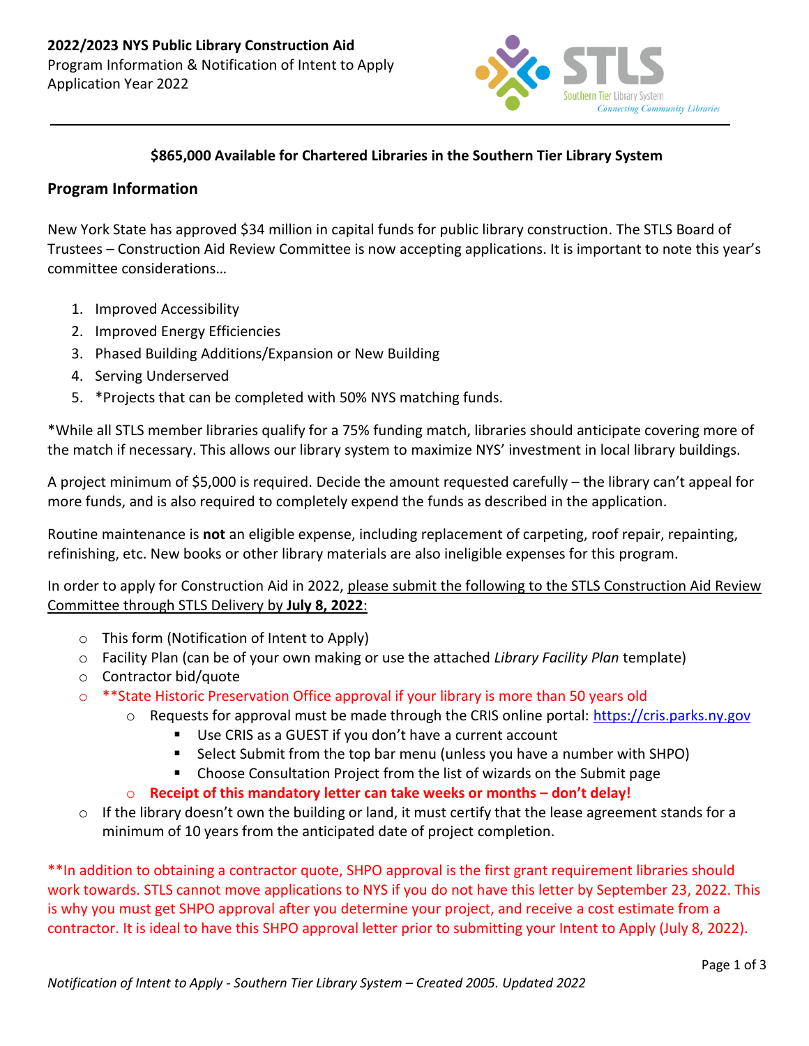**2022/2023 NYS Public Library Construction Aid**
Program Information & Notification of Intent to Apply
Application Year 2022

STLS
Southern Tier Library System
*Connecting Community Libraries*

### $865,000 Available for Chartered Libraries in the Southern Tier Library System

## Program Information

New York State has approved $34 million in capital funds for public library construction. The STLS Board of Trustees – Construction Aid Review Committee is now accepting applications. It is important to note this year's committee considerations…

1. Improved Accessibility
2. Improved Energy Efficiencies
3. Phased Building Additions/Expansion or New Building
4. Serving Underserved
5. *Projects that can be completed with 50% NYS matching funds.

*While all STLS member libraries qualify for a 75% funding match, libraries should anticipate covering more of the match if necessary. This allows our library system to maximize NYS' investment in local library buildings.

A project minimum of $5,000 is required. Decide the amount requested carefully – the library can't appeal for more funds, and is also required to completely expend the funds as described in the application.

Routine maintenance is **not** an eligible expense, including replacement of carpeting, roof repair, repainting, refinishing, etc. New books or other library materials are also ineligible expenses for this program.

In order to apply for Construction Aid in 2022, please submit the following to the STLS Construction Aid Review Committee through STLS Delivery by **July 8, 2022**:

- This form (Notification of Intent to Apply)
- Facility Plan (can be of your own making or use the attached *Library Facility Plan* template)
- Contractor bid/quote
- **State Historic Preservation Office approval if your library is more than 50 years old
  - Requests for approval must be made through the CRIS online portal: https://cris.parks.ny.gov
    - Use CRIS as a GUEST if you don't have a current account
    - Select Submit from the top bar menu (unless you have a number with SHPO)
    - Choose Consultation Project from the list of wizards on the Submit page
  - **Receipt of this mandatory letter can take weeks or months – don't delay!**
- If the library doesn't own the building or land, it must certify that the lease agreement stands for a minimum of 10 years from the anticipated date of project completion.

**In addition to obtaining a contractor quote, SHPO approval is the first grant requirement libraries should work towards. STLS cannot move applications to NYS if you do not have this letter by September 23, 2022. This is why you must get SHPO approval after you determine your project, and receive a cost estimate from a contractor. It is ideal to have this SHPO approval letter prior to submitting your Intent to Apply (July 8, 2022).

*Notification of Intent to Apply - Southern Tier Library System – Created 2005. Updated 2022*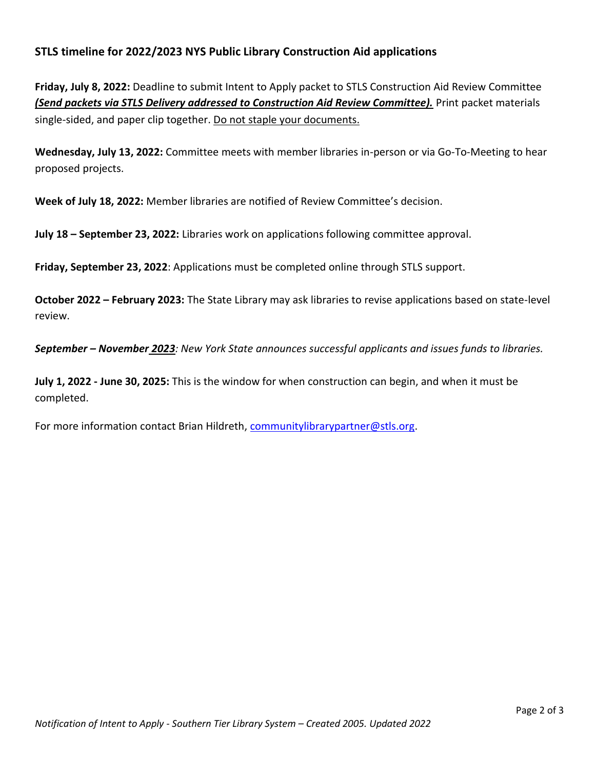## STLS timeline for 2022/2023 NYS Public Library Construction Aid applications

**Friday, July 8, 2022:** Deadline to submit Intent to Apply packet to STLS Construction Aid Review Committee ***(Send packets via STLS Delivery addressed to Construction Aid Review Committee).*** Print packet materials single-sided, and paper clip together. Do not staple your documents.

**Wednesday, July 13, 2022:** Committee meets with member libraries in-person or via Go-To-Meeting to hear proposed projects.

**Week of July 18, 2022:** Member libraries are notified of Review Committee's decision.

**July 18 – September 23, 2022:** Libraries work on applications following committee approval.

**Friday, September 23, 2022**: Applications must be completed online through STLS support.

**October 2022 – February 2023:** The State Library may ask libraries to revise applications based on state-level review.

***September – November 2023****: New York State announces successful applicants and issues funds to libraries.*

**July 1, 2022 - June 30, 2025:** This is the window for when construction can begin, and when it must be completed.

For more information contact Brian Hildreth, communitylibrarypartner@stls.org.

*Notification of Intent to Apply - Southern Tier Library System – Created 2005. Updated 2022*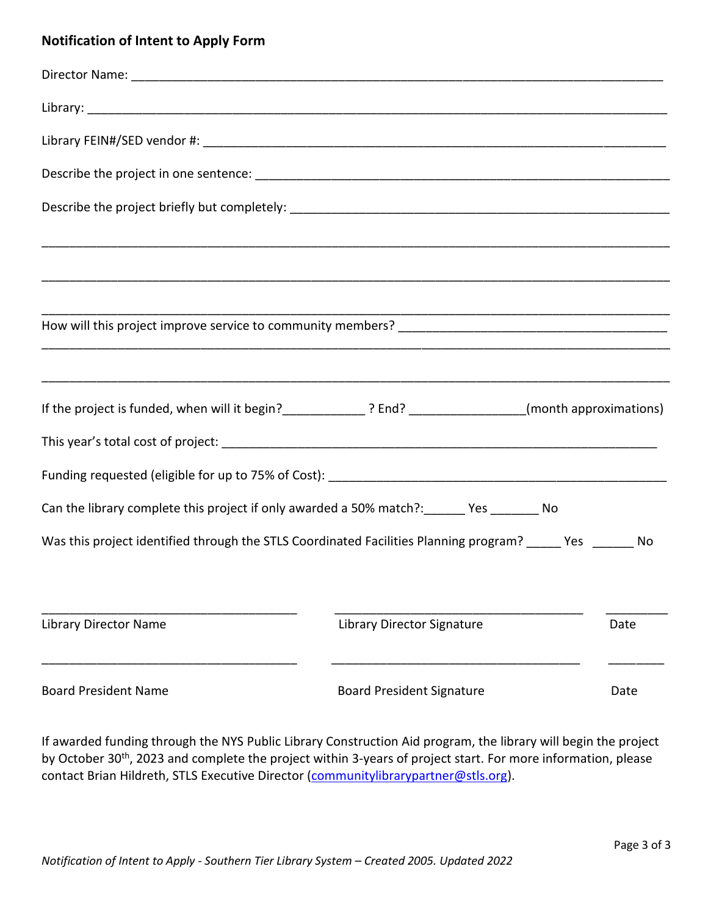## Notification of Intent to Apply Form

Director Name: ___________________________________________________________________________

Library: ________________________________________________________________________________

Library FEIN#/SED vendor #: ______________________________________________________________

Describe the project in one sentence: _______________________________________________________

Describe the project briefly but completely: __________________________________________________

_________________________________________________________________________________________

_________________________________________________________________________________________

_________________________________________________________________________________________

How will this project improve service to community members? ___________________________________

_________________________________________________________________________________________

_________________________________________________________________________________________

If the project is funded, when will it begin?____________ ? End? ________________(month approximations)

This year's total cost of project: ___________________________________________________________

Funding requested (eligible for up to 75% of Cost): ____________________________________________

Can the library complete this project if only awarded a 50% match?:______ Yes _______ No

Was this project identified through the STLS Coordinated Facilities Planning program? _____ Yes ______ No

| | | |
|---|---|---|
| ______________________________ | ______________________________ | _________ |
| Library Director Name | Library Director Signature | Date |
| ______________________________ | ______________________________ | _________ |
| Board President Name | Board President Signature | Date |

If awarded funding through the NYS Public Library Construction Aid program, the library will begin the project by October 30th, 2023 and complete the project within 3-years of project start. For more information, please contact Brian Hildreth, STLS Executive Director (communitylibrarypartner@stls.org).

*Notification of Intent to Apply - Southern Tier Library System – Created 2005. Updated 2022*